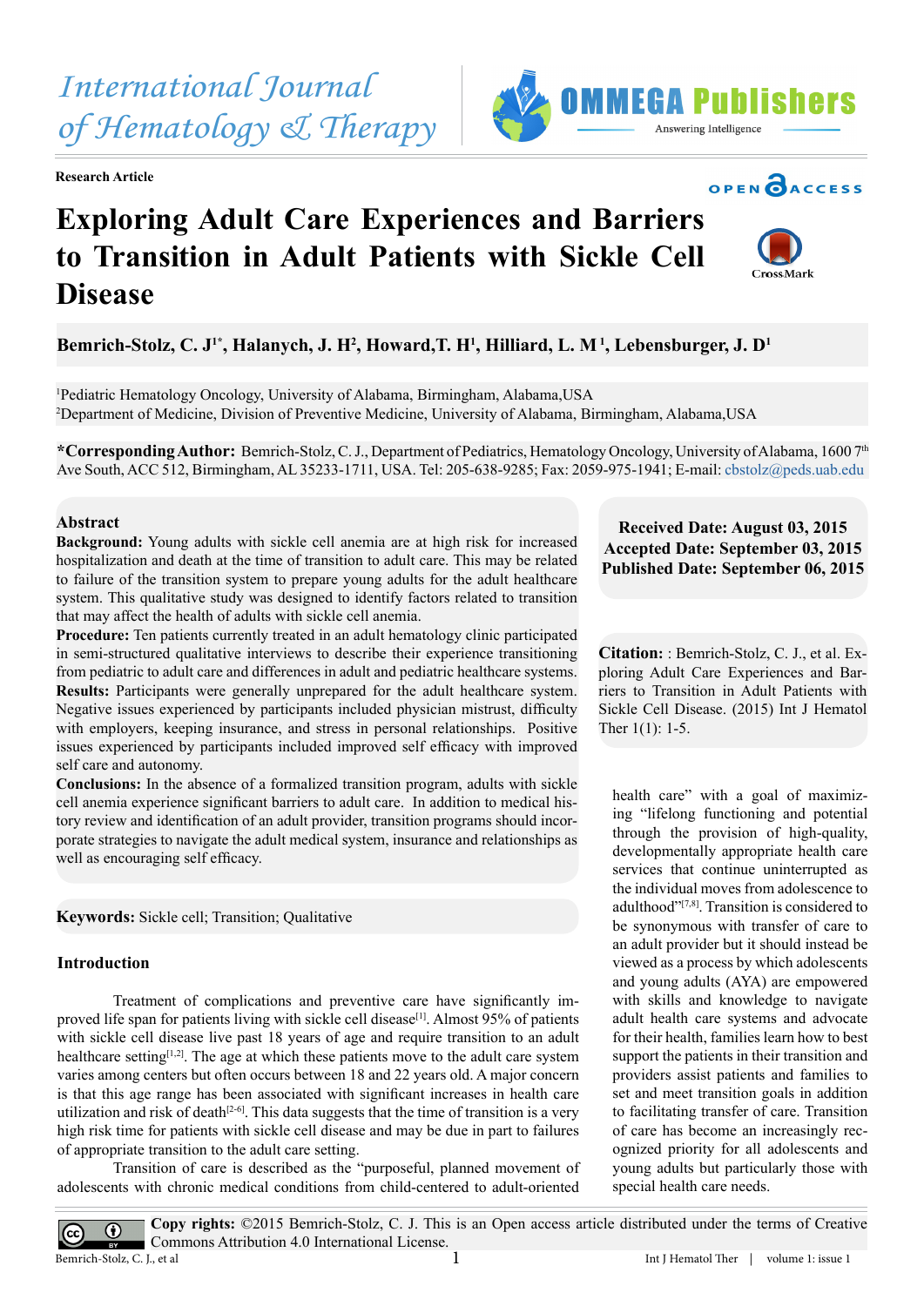International Journal of Hematology & Therapy

Research Article

# Exploring Adult Care Experiences and Barriers to Transition in Adult Patients with Sickle Cell Disease

**Bemrich-Stolz, C. J[1*], Halanych, J. H[2], Howard,T. H[1], Hilliard, L. M[1], Lebensburger, J. D[1]**

[1]Pediatric Hematology Oncology, University of Alabama, Birmingham, Alabama,USA
[2]Department of Medicine, Division of Preventive Medicine, University of Alabama, Birmingham, Alabama,USA

***Corresponding Author:** Bemrich-Stolz, C. J., Department of Pediatrics, Hematology Oncology, University of Alabama, 1600 7th Ave South, ACC 512, Birmingham, AL 35233-1711, USA. Tel: 205-638-9285; Fax: 2059-975-1941; E-mail: cbstolz@peds.uab.edu

**Received Date: August 03, 2015**
**Accepted Date: September 03, 2015**
**Published Date: September 06, 2015**

**Citation:** : Bemrich-Stolz, C. J., et al. Exploring Adult Care Experiences and Barriers to Transition in Adult Patients with Sickle Cell Disease. (2015) Int J Hematol Ther 1(1): 1-5.

## Abstract

**Background:** Young adults with sickle cell anemia are at high risk for increased hospitalization and death at the time of transition to adult care. This may be related to failure of the transition system to prepare young adults for the adult healthcare system. This qualitative study was designed to identify factors related to transition that may affect the health of adults with sickle cell anemia.

**Procedure:** Ten patients currently treated in an adult hematology clinic participated in semi-structured qualitative interviews to describe their experience transitioning from pediatric to adult care and differences in adult and pediatric healthcare systems.

**Results:** Participants were generally unprepared for the adult healthcare system. Negative issues experienced by participants included physician mistrust, difficulty with employers, keeping insurance, and stress in personal relationships. Positive issues experienced by participants included improved self efficacy with improved self care and autonomy.

**Conclusions:** In the absence of a formalized transition program, adults with sickle cell anemia experience significant barriers to adult care. In addition to medical history review and identification of an adult provider, transition programs should incorporate strategies to navigate the adult medical system, insurance and relationships as well as encouraging self efficacy.

**Keywords:** Sickle cell; Transition; Qualitative

## Introduction

Treatment of complications and preventive care have significantly improved life span for patients living with sickle cell disease[1]. Almost 95% of patients with sickle cell disease live past 18 years of age and require transition to an adult healthcare setting[1,2]. The age at which these patients move to the adult care system varies among centers but often occurs between 18 and 22 years old. A major concern is that this age range has been associated with significant increases in health care utilization and risk of death[2-6]. This data suggests that the time of transition is a very high risk time for patients with sickle cell disease and may be due in part to failures of appropriate transition to the adult care setting.

Transition of care is described as the "purposeful, planned movement of adolescents with chronic medical conditions from child-centered to adult-oriented health care" with a goal of maximizing "lifelong functioning and potential through the provision of high-quality, developmentally appropriate health care services that continue uninterrupted as the individual moves from adolescence to adulthood"[7,8]. Transition is considered to be synonymous with transfer of care to an adult provider but it should instead be viewed as a process by which adolescents and young adults (AYA) are empowered with skills and knowledge to navigate adult health care systems and advocate for their health, families learn how to best support the patients in their transition and providers assist patients and families to set and meet transition goals in addition to facilitating transfer of care. Transition of care has become an increasingly recognized priority for all adolescents and young adults but particularly those with special health care needs.

**Copy rights:** ©2015 Bemrich-Stolz, C. J. This is an Open access article distributed under the terms of Creative Commons Attribution 4.0 International License.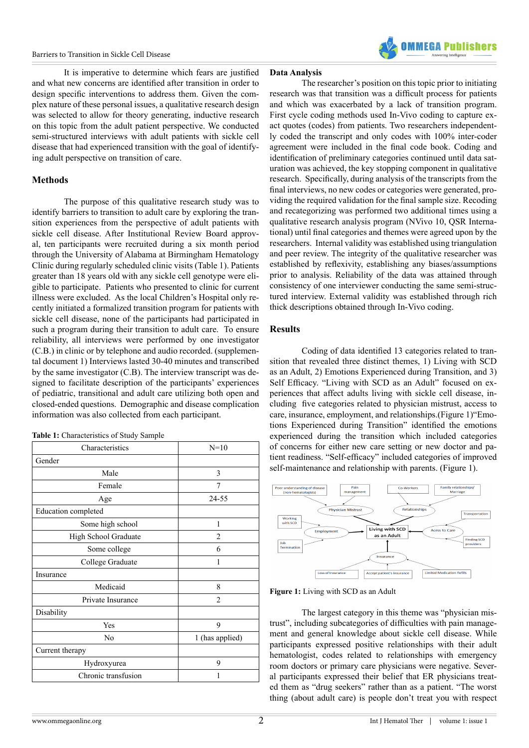It is imperative to determine which fears are justified and what new concerns are identified after transition in order to design specific interventions to address them. Given the complex nature of these personal issues, a qualitative research design was selected to allow for theory generating, inductive research on this topic from the adult patient perspective. We conducted semi-structured interviews with adult patients with sickle cell disease that had experienced transition with the goal of identifying adult perspective on transition of care.

## Methods

The purpose of this qualitative research study was to identify barriers to transition to adult care by exploring the transition experiences from the perspective of adult patients with sickle cell disease. After Institutional Review Board approval, ten participants were recruited during a six month period through the University of Alabama at Birmingham Hematology Clinic during regularly scheduled clinic visits (Table 1). Patients greater than 18 years old with any sickle cell genotype were eligible to participate. Patients who presented to clinic for current illness were excluded. As the local Children's Hospital only recently initiated a formalized transition program for patients with sickle cell disease, none of the participants had participated in such a program during their transition to adult care. To ensure reliability, all interviews were performed by one investigator (C.B.) in clinic or by telephone and audio recorded. (supplemental document 1) Interviews lasted 30-40 minutes and transcribed by the same investigator (C.B). The interview transcript was designed to facilitate description of the participants' experiences of pediatric, transitional and adult care utilizing both open and closed-ended questions. Demographic and disease complication information was also collected from each participant.

**Table 1:** Characteristics of Study Sample

| Characteristics | N=10 |
|---|---|
| Gender | |
| Male | 3 |
| Female | 7 |
| Age | 24-55 |
| Education completed | |
| Some high school | 1 |
| High School Graduate | 2 |
| Some college | 6 |
| College Graduate | 1 |
| Insurance | |
| Medicaid | 8 |
| Private Insurance | 2 |
| Disability | |
| Yes | 9 |
| No | 1 (has applied) |
| Current therapy | |
| Hydroxyurea | 9 |
| Chronic transfusion | 1 |

### Data Analysis

The researcher's position on this topic prior to initiating research was that transition was a difficult process for patients and which was exacerbated by a lack of transition program. First cycle coding methods used In-Vivo coding to capture exact quotes (codes) from patients. Two researchers independently coded the transcript and only codes with 100% inter-coder agreement were included in the final code book. Coding and identification of preliminary categories continued until data saturation was achieved, the key stopping component in qualitative research. Specifically, during analysis of the transcripts from the final interviews, no new codes or categories were generated, providing the required validation for the final sample size. Recoding and recategorizing was performed two additional times using a qualitative research analysis program (NVivo 10, QSR International) until final categories and themes were agreed upon by the researchers. Internal validity was established using triangulation and peer review. The integrity of the qualitative researcher was established by reflexivity, establishing any biases/assumptions prior to analysis. Reliability of the data was attained through consistency of one interviewer conducting the same semi-structured interview. External validity was established through rich thick descriptions obtained through In-Vivo coding.

## Results

Coding of data identified 13 categories related to transition that revealed three distinct themes, 1) Living with SCD as an Adult, 2) Emotions Experienced during Transition, and 3) Self Efficacy. "Living with SCD as an Adult" focused on experiences that affect adults living with sickle cell disease, including five categories related to physician mistrust, access to care, insurance, employment, and relationships.(Figure 1)"Emotions Experienced during Transition" identified the emotions experienced during the transition which included categories of concerns for either new care setting or new doctor and patient readiness. "Self-efficacy" included categories of improved self-maintenance and relationship with parents. (Figure 1).

**Figure 1:** Living with SCD as an Adult

The largest category in this theme was "physician mistrust", including subcategories of difficulties with pain management and general knowledge about sickle cell disease. While participants expressed positive relationships with their adult hematologist, codes related to relationships with emergency room doctors or primary care physicians were negative. Several participants expressed their belief that ER physicians treated them as "drug seekers" rather than as a patient. "The worst thing (about adult care) is people don't treat you with respect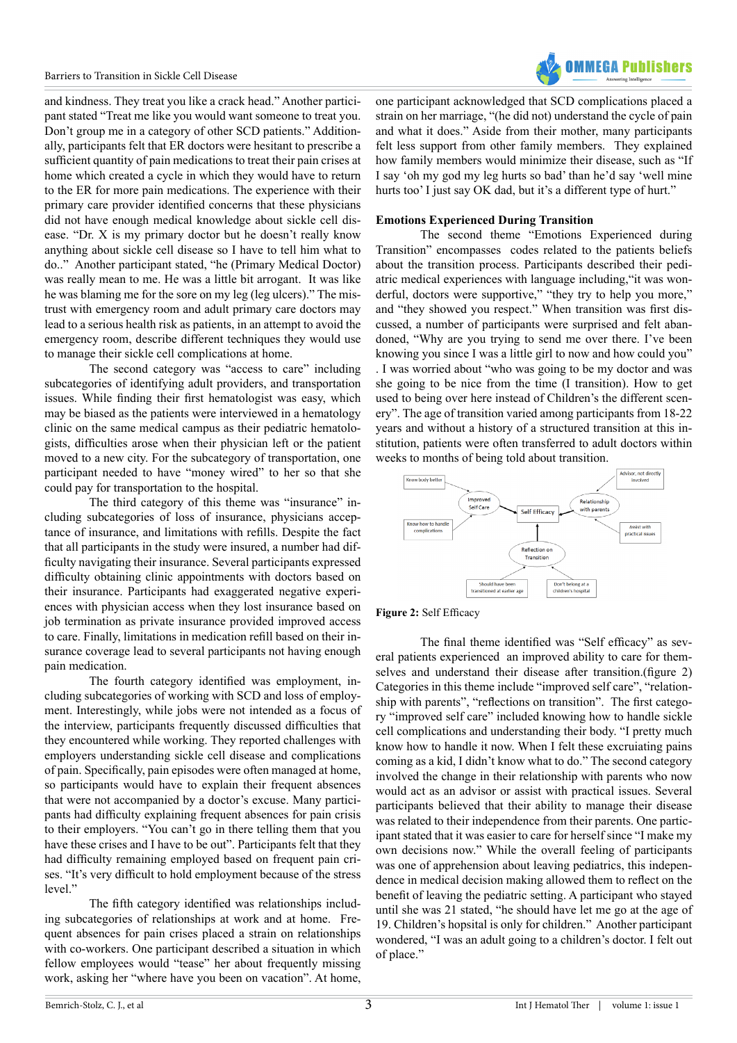and kindness. They treat you like a crack head." Another participant stated "Treat me like you would want someone to treat you. Don't group me in a category of other SCD patients." Additionally, participants felt that ER doctors were hesitant to prescribe a sufficient quantity of pain medications to treat their pain crises at home which created a cycle in which they would have to return to the ER for more pain medications. The experience with their primary care provider identified concerns that these physicians did not have enough medical knowledge about sickle cell disease. "Dr. X is my primary doctor but he doesn't really know anything about sickle cell disease so I have to tell him what to do.." Another participant stated, "he (Primary Medical Doctor) was really mean to me. He was a little bit arrogant. It was like he was blaming me for the sore on my leg (leg ulcers)." The mistrust with emergency room and adult primary care doctors may lead to a serious health risk as patients, in an attempt to avoid the emergency room, describe different techniques they would use to manage their sickle cell complications at home.

The second category was "access to care" including subcategories of identifying adult providers, and transportation issues. While finding their first hematologist was easy, which may be biased as the patients were interviewed in a hematology clinic on the same medical campus as their pediatric hematologists, difficulties arose when their physician left or the patient moved to a new city. For the subcategory of transportation, one participant needed to have "money wired" to her so that she could pay for transportation to the hospital.

The third category of this theme was "insurance" including subcategories of loss of insurance, physicians acceptance of insurance, and limitations with refills. Despite the fact that all participants in the study were insured, a number had difficulty navigating their insurance. Several participants expressed difficulty obtaining clinic appointments with doctors based on their insurance. Participants had exaggerated negative experiences with physician access when they lost insurance based on job termination as private insurance provided improved access to care. Finally, limitations in medication refill based on their insurance coverage lead to several participants not having enough pain medication.

The fourth category identified was employment, including subcategories of working with SCD and loss of employment. Interestingly, while jobs were not intended as a focus of the interview, participants frequently discussed difficulties that they encountered while working. They reported challenges with employers understanding sickle cell disease and complications of pain. Specifically, pain episodes were often managed at home, so participants would have to explain their frequent absences that were not accompanied by a doctor's excuse. Many participants had difficulty explaining frequent absences for pain crisis to their employers. "You can't go in there telling them that you have these crises and I have to be out". Participants felt that they had difficulty remaining employed based on frequent pain crises. "It's very difficult to hold employment because of the stress level."

The fifth category identified was relationships including subcategories of relationships at work and at home. Frequent absences for pain crises placed a strain on relationships with co-workers. One participant described a situation in which fellow employees would "tease" her about frequently missing work, asking her "where have you been on vacation". At home, one participant acknowledged that SCD complications placed a strain on her marriage, "(he did not) understand the cycle of pain and what it does." Aside from their mother, many participants felt less support from other family members. They explained how family members would minimize their disease, such as "If I say 'oh my god my leg hurts so bad' than he'd say 'well mine hurts too' I just say OK dad, but it's a different type of hurt."

**Emotions Experienced During Transition**

The second theme "Emotions Experienced during Transition" encompasses codes related to the patients beliefs about the transition process. Participants described their pediatric medical experiences with language including,"it was wonderful, doctors were supportive," "they try to help you more," and "they showed you respect." When transition was first discussed, a number of participants were surprised and felt abandoned, "Why are you trying to send me over there. I've been knowing you since I was a little girl to now and how could you" . I was worried about "who was going to be my doctor and was she going to be nice from the time (I transition). How to get used to being over here instead of Children's the different scenery". The age of transition varied among participants from 18-22 years and without a history of a structured transition at this institution, patients were often transferred to adult doctors within weeks to months of being told about transition.

**Figure 2:** Self Efficacy

The final theme identified was "Self efficacy" as several patients experienced an improved ability to care for themselves and understand their disease after transition.(figure 2) Categories in this theme include "improved self care", "relationship with parents", "reflections on transition". The first category "improved self care" included knowing how to handle sickle cell complications and understanding their body. "I pretty much know how to handle it now. When I felt these excruciating pains coming as a kid, I didn't know what to do." The second category involved the change in their relationship with parents who now would act as an advisor or assist with practical issues. Several participants believed that their ability to manage their disease was related to their independence from their parents. One participant stated that it was easier to care for herself since "I make my own decisions now." While the overall feeling of participants was one of apprehension about leaving pediatrics, this independence in medical decision making allowed them to reflect on the benefit of leaving the pediatric setting. A participant who stayed until she was 21 stated, "he should have let me go at the age of 19. Children's hospital is only for children." Another participant wondered, "I was an adult going to a children's doctor. I felt out of place."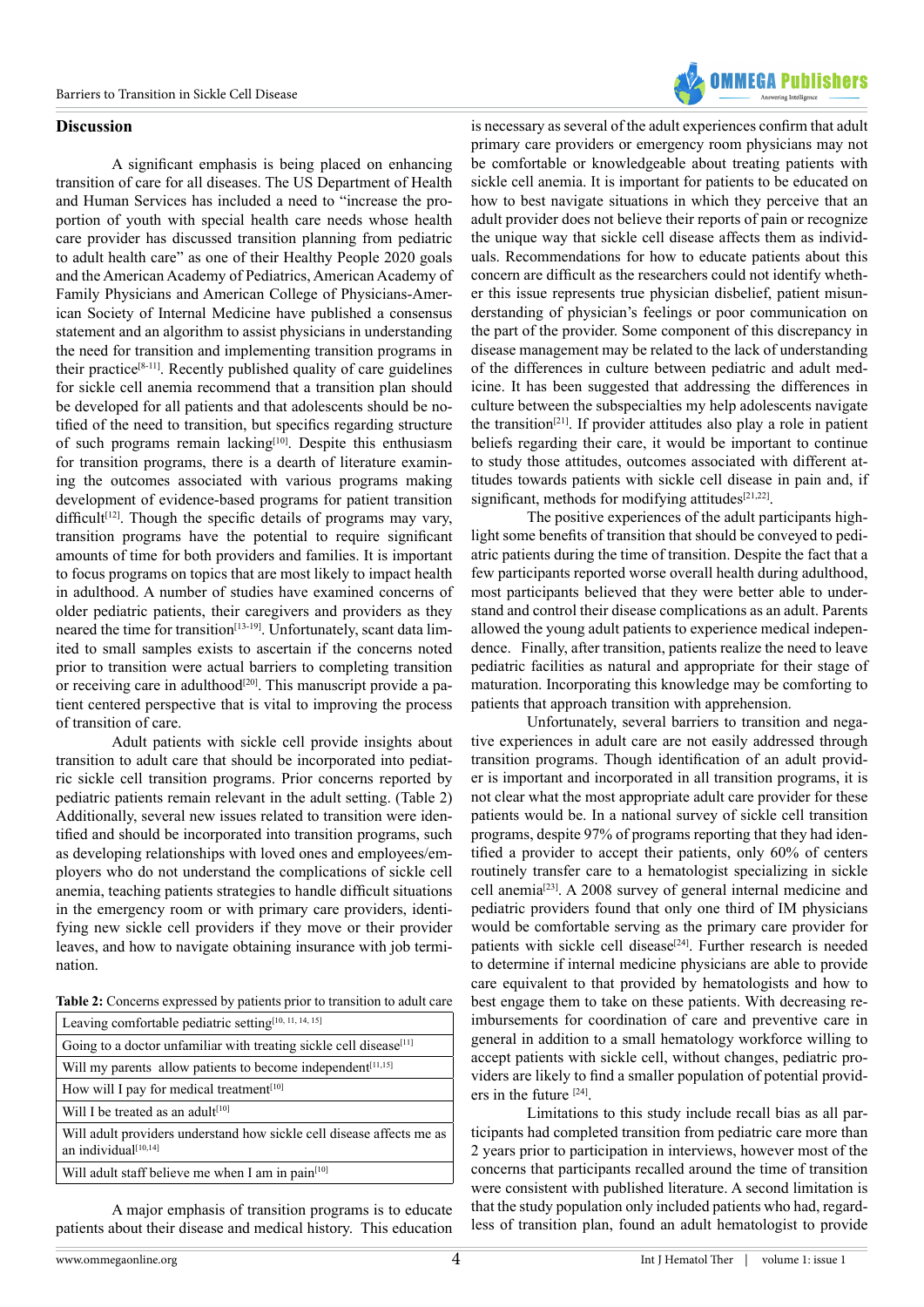## Discussion

A significant emphasis is being placed on enhancing transition of care for all diseases. The US Department of Health and Human Services has included a need to "increase the proportion of youth with special health care needs whose health care provider has discussed transition planning from pediatric to adult health care" as one of their Healthy People 2020 goals and the American Academy of Pediatrics, American Academy of Family Physicians and American College of Physicians-American Society of Internal Medicine have published a consensus statement and an algorithm to assist physicians in understanding the need for transition and implementing transition programs in their practice[8-11]. Recently published quality of care guidelines for sickle cell anemia recommend that a transition plan should be developed for all patients and that adolescents should be notified of the need to transition, but specifics regarding structure of such programs remain lacking[10]. Despite this enthusiasm for transition programs, there is a dearth of literature examining the outcomes associated with various programs making development of evidence-based programs for patient transition difficult[12]. Though the specific details of programs may vary, transition programs have the potential to require significant amounts of time for both providers and families. It is important to focus programs on topics that are most likely to impact health in adulthood. A number of studies have examined concerns of older pediatric patients, their caregivers and providers as they neared the time for transition[13-19]. Unfortunately, scant data limited to small samples exists to ascertain if the concerns noted prior to transition were actual barriers to completing transition or receiving care in adulthood[20]. This manuscript provide a patient centered perspective that is vital to improving the process of transition of care.

Adult patients with sickle cell provide insights about transition to adult care that should be incorporated into pediatric sickle cell transition programs. Prior concerns reported by pediatric patients remain relevant in the adult setting. (Table 2) Additionally, several new issues related to transition were identified and should be incorporated into transition programs, such as developing relationships with loved ones and employees/employers who do not understand the complications of sickle cell anemia, teaching patients strategies to handle difficult situations in the emergency room or with primary care providers, identifying new sickle cell providers if they move or their provider leaves, and how to navigate obtaining insurance with job termination.

**Table 2:** Concerns expressed by patients prior to transition to adult care

| Concerns |
| --- |
| Leaving comfortable pediatric setting[10, 11, 14, 15] |
| Going to a doctor unfamiliar with treating sickle cell disease[11] |
| Will my parents allow patients to become independent[11,15] |
| How will I pay for medical treatment[10] |
| Will I be treated as an adult[10] |
| Will adult providers understand how sickle cell disease affects me as an individual[10,14] |
| Will adult staff believe me when I am in pain[10] |

A major emphasis of transition programs is to educate patients about their disease and medical history. This education is necessary as several of the adult experiences confirm that adult primary care providers or emergency room physicians may not be comfortable or knowledgeable about treating patients with sickle cell anemia. It is important for patients to be educated on how to best navigate situations in which they perceive that an adult provider does not believe their reports of pain or recognize the unique way that sickle cell disease affects them as individuals. Recommendations for how to educate patients about this concern are difficult as the researchers could not identify whether this issue represents true physician disbelief, patient misunderstanding of physician's feelings or poor communication on the part of the provider. Some component of this discrepancy in disease management may be related to the lack of understanding of the differences in culture between pediatric and adult medicine. It has been suggested that addressing the differences in culture between the subspecialties my help adolescents navigate the transition[21]. If provider attitudes also play a role in patient beliefs regarding their care, it would be important to continue to study those attitudes, outcomes associated with different attitudes towards patients with sickle cell disease in pain and, if significant, methods for modifying attitudes[21,22].

The positive experiences of the adult participants highlight some benefits of transition that should be conveyed to pediatric patients during the time of transition. Despite the fact that a few participants reported worse overall health during adulthood, most participants believed that they were better able to understand and control their disease complications as an adult. Parents allowed the young adult patients to experience medical independence. Finally, after transition, patients realize the need to leave pediatric facilities as natural and appropriate for their stage of maturation. Incorporating this knowledge may be comforting to patients that approach transition with apprehension.

Unfortunately, several barriers to transition and negative experiences in adult care are not easily addressed through transition programs. Though identification of an adult provider is important and incorporated in all transition programs, it is not clear what the most appropriate adult care provider for these patients would be. In a national survey of sickle cell transition programs, despite 97% of programs reporting that they had identified a provider to accept their patients, only 60% of centers routinely transfer care to a hematologist specializing in sickle cell anemia[23]. A 2008 survey of general internal medicine and pediatric providers found that only one third of IM physicians would be comfortable serving as the primary care provider for patients with sickle cell disease[24]. Further research is needed to determine if internal medicine physicians are able to provide care equivalent to that provided by hematologists and how to best engage them to take on these patients. With decreasing reimbursements for coordination of care and preventive care in general in addition to a small hematology workforce willing to accept patients with sickle cell, without changes, pediatric providers are likely to find a smaller population of potential providers in the future [24].

Limitations to this study include recall bias as all participants had completed transition from pediatric care more than 2 years prior to participation in interviews, however most of the concerns that participants recalled around the time of transition were consistent with published literature. A second limitation is that the study population only included patients who had, regardless of transition plan, found an adult hematologist to provide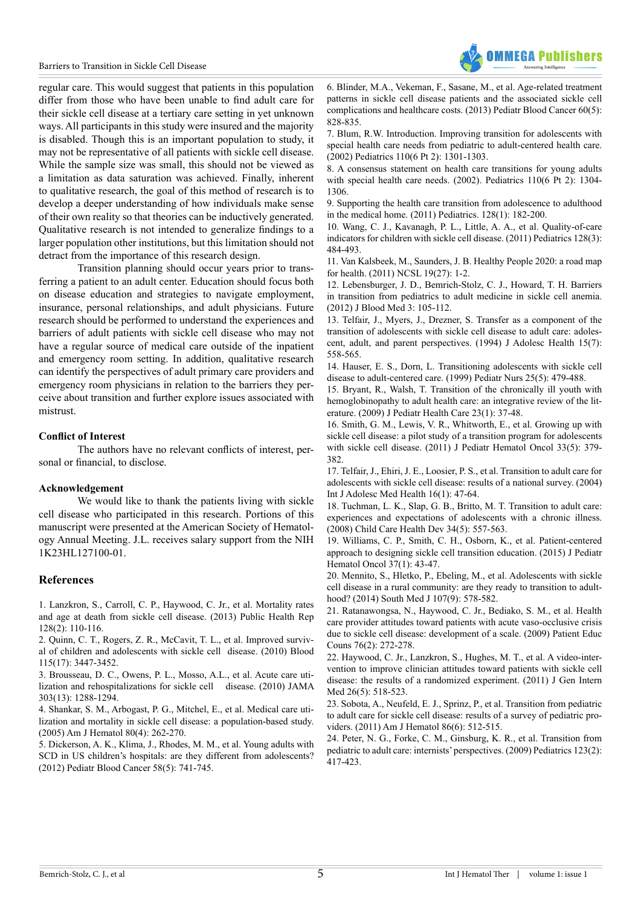regular care. This would suggest that patients in this population differ from those who have been unable to find adult care for their sickle cell disease at a tertiary care setting in yet unknown ways. All participants in this study were insured and the majority is disabled. Though this is an important population to study, it may not be representative of all patients with sickle cell disease. While the sample size was small, this should not be viewed as a limitation as data saturation was achieved. Finally, inherent to qualitative research, the goal of this method of research is to develop a deeper understanding of how individuals make sense of their own reality so that theories can be inductively generated. Qualitative research is not intended to generalize findings to a larger population other institutions, but this limitation should not detract from the importance of this research design.

Transition planning should occur years prior to transferring a patient to an adult center. Education should focus both on disease education and strategies to navigate employment, insurance, personal relationships, and adult physicians. Future research should be performed to understand the experiences and barriers of adult patients with sickle cell disease who may not have a regular source of medical care outside of the inpatient and emergency room setting. In addition, qualitative research can identify the perspectives of adult primary care providers and emergency room physicians in relation to the barriers they perceive about transition and further explore issues associated with mistrust.

**Conflict of Interest**

The authors have no relevant conflicts of interest, personal or financial, to disclose.

**Acknowledgement**

We would like to thank the patients living with sickle cell disease who participated in this research. Portions of this manuscript were presented at the American Society of Hematology Annual Meeting. J.L. receives salary support from the NIH 1K23HL127100-01.

## References

1. Lanzkron, S., Carroll, C. P., Haywood, C. Jr., et al. Mortality rates and age at death from sickle cell disease. (2013) Public Health Rep 128(2): 110-116.
2. Quinn, C. T., Rogers, Z. R., McCavit, T. L., et al. Improved survival of children and adolescents with sickle cell disease. (2010) Blood 115(17): 3447-3452.
3. Brousseau, D. C., Owens, P. L., Mosso, A.L., et al. Acute care utilization and rehospitalizations for sickle cell disease. (2010) JAMA 303(13): 1288-1294.
4. Shankar, S. M., Arbogast, P. G., Mitchel, E., et al. Medical care utilization and mortality in sickle cell disease: a population-based study. (2005) Am J Hematol 80(4): 262-270.
5. Dickerson, A. K., Klima, J., Rhodes, M. M., et al. Young adults with SCD in US children's hospitals: are they different from adolescents? (2012) Pediatr Blood Cancer 58(5): 741-745.
6. Blinder, M.A., Vekeman, F., Sasane, M., et al. Age-related treatment patterns in sickle cell disease patients and the associated sickle cell complications and healthcare costs. (2013) Pediatr Blood Cancer 60(5): 828-835.
7. Blum, R.W. Introduction. Improving transition for adolescents with special health care needs from pediatric to adult-centered health care. (2002) Pediatrics 110(6 Pt 2): 1301-1303.
8. A consensus statement on health care transitions for young adults with special health care needs. (2002). Pediatrics 110(6 Pt 2): 1304-1306.
9. Supporting the health care transition from adolescence to adulthood in the medical home. (2011) Pediatrics. 128(1): 182-200.
10. Wang, C. J., Kavanagh, P. L., Little, A. A., et al. Quality-of-care indicators for children with sickle cell disease. (2011) Pediatrics 128(3): 484-493.
11. Van Kalsbeek, M., Saunders, J. B. Healthy People 2020: a road map for health. (2011) NCSL 19(27): 1-2.
12. Lebensburger, J. D., Bemrich-Stolz, C. J., Howard, T. H. Barriers in transition from pediatrics to adult medicine in sickle cell anemia. (2012) J Blood Med 3: 105-112.
13. Telfair, J., Myers, J., Drezner, S. Transfer as a component of the transition of adolescents with sickle cell disease to adult care: adolescent, adult, and parent perspectives. (1994) J Adolesc Health 15(7): 558-565.
14. Hauser, E. S., Dorn, L. Transitioning adolescents with sickle cell disease to adult-centered care. (1999) Pediatr Nurs 25(5): 479-488.
15. Bryant, R., Walsh, T. Transition of the chronically ill youth with hemoglobinopathy to adult health care: an integrative review of the literature. (2009) J Pediatr Health Care 23(1): 37-48.
16. Smith, G. M., Lewis, V. R., Whitworth, E., et al. Growing up with sickle cell disease: a pilot study of a transition program for adolescents with sickle cell disease. (2011) J Pediatr Hematol Oncol 33(5): 379-382.
17. Telfair, J., Ehiri, J. E., Loosier, P. S., et al. Transition to adult care for adolescents with sickle cell disease: results of a national survey. (2004) Int J Adolesc Med Health 16(1): 47-64.
18. Tuchman, L. K., Slap, G. B., Britto, M. T. Transition to adult care: experiences and expectations of adolescents with a chronic illness. (2008) Child Care Health Dev 34(5): 557-563.
19. Williams, C. P., Smith, C. H., Osborn, K., et al. Patient-centered approach to designing sickle cell transition education. (2015) J Pediatr Hematol Oncol 37(1): 43-47.
20. Mennito, S., Hletko, P., Ebeling, M., et al. Adolescents with sickle cell disease in a rural community: are they ready to transition to adulthood? (2014) South Med J 107(9): 578-582.
21. Ratanawongsa, N., Haywood, C. Jr., Bediako, S. M., et al. Health care provider attitudes toward patients with acute vaso-occlusive crisis due to sickle cell disease: development of a scale. (2009) Patient Educ Couns 76(2): 272-278.
22. Haywood, C. Jr., Lanzkron, S., Hughes, M. T., et al. A video-intervention to improve clinician attitudes toward patients with sickle cell disease: the results of a randomized experiment. (2011) J Gen Intern Med 26(5): 518-523.
23. Sobota, A., Neufeld, E. J., Sprinz, P., et al. Transition from pediatric to adult care for sickle cell disease: results of a survey of pediatric providers. (2011) Am J Hematol 86(6): 512-515.
24. Peter, N. G., Forke, C. M., Ginsburg, K. R., et al. Transition from pediatric to adult care: internists' perspectives. (2009) Pediatrics 123(2): 417-423.